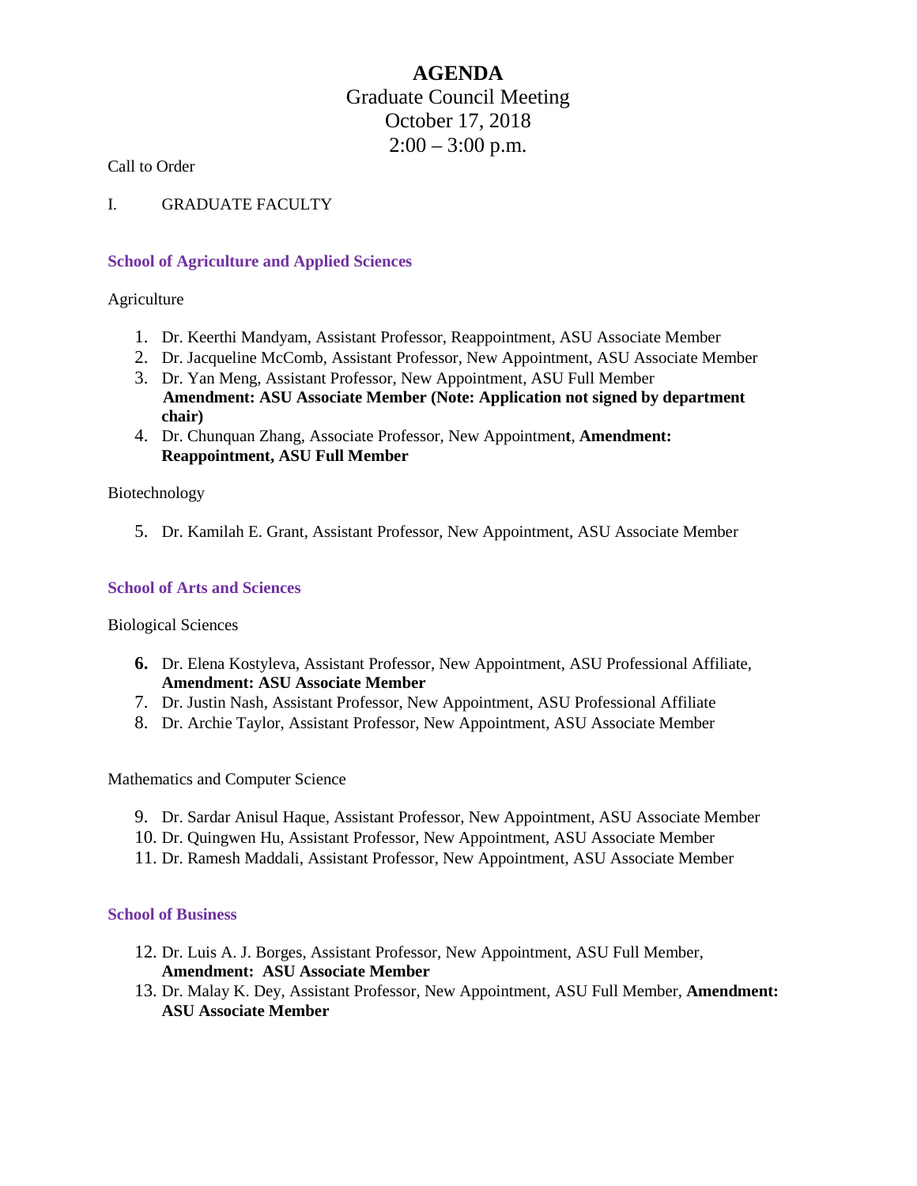# AGENDA

Graduate Council Meeting
October 17, 2018
2:00 – 3:00 p.m.

Call to Order

I. GRADUATE FACULTY

### School of Agriculture and Applied Sciences

Agriculture

1. Dr. Keerthi Mandyam, Assistant Professor, Reappointment, ASU Associate Member
2. Dr. Jacqueline McComb, Assistant Professor, New Appointment, ASU Associate Member
3. Dr. Yan Meng, Assistant Professor, New Appointment, ASU Full Member **Amendment: ASU Associate Member (Note: Application not signed by department chair)**
4. Dr. Chunquan Zhang, Associate Professor, New Appointment, **Amendment: Reappointment, ASU Full Member**

Biotechnology

5. Dr. Kamilah E. Grant, Assistant Professor, New Appointment, ASU Associate Member

### School of Arts and Sciences

Biological Sciences

6. Dr. Elena Kostyleva, Assistant Professor, New Appointment, ASU Professional Affiliate, **Amendment: ASU Associate Member**
7. Dr. Justin Nash, Assistant Professor, New Appointment, ASU Professional Affiliate
8. Dr. Archie Taylor, Assistant Professor, New Appointment, ASU Associate Member

Mathematics and Computer Science

9. Dr. Sardar Anisul Haque, Assistant Professor, New Appointment, ASU Associate Member
10. Dr. Quingwen Hu, Assistant Professor, New Appointment, ASU Associate Member
11. Dr. Ramesh Maddali, Assistant Professor, New Appointment, ASU Associate Member

### School of Business

12. Dr. Luis A. J. Borges, Assistant Professor, New Appointment, ASU Full Member, **Amendment: ASU Associate Member**
13. Dr. Malay K. Dey, Assistant Professor, New Appointment, ASU Full Member, **Amendment: ASU Associate Member**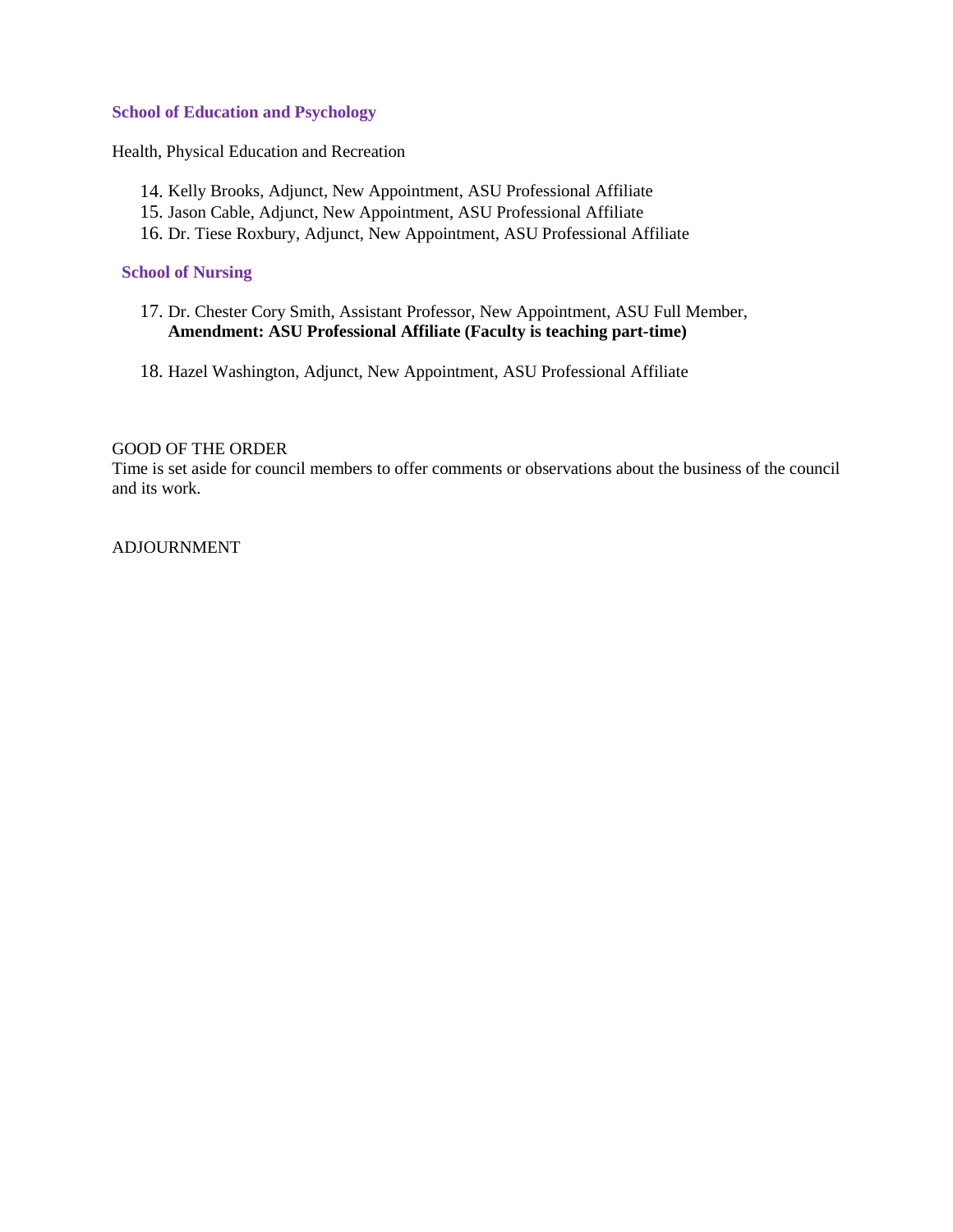### School of Education and Psychology

Health, Physical Education and Recreation

14. Kelly Brooks, Adjunct, New Appointment, ASU Professional Affiliate
15. Jason Cable, Adjunct, New Appointment, ASU Professional Affiliate
16. Dr. Tiese Roxbury, Adjunct, New Appointment, ASU Professional Affiliate

### School of Nursing

17. Dr. Chester Cory Smith, Assistant Professor, New Appointment, ASU Full Member, **Amendment: ASU Professional Affiliate (Faculty is teaching part-time)**

18. Hazel Washington, Adjunct, New Appointment, ASU Professional Affiliate

GOOD OF THE ORDER
Time is set aside for council members to offer comments or observations about the business of the council and its work.

ADJOURNMENT